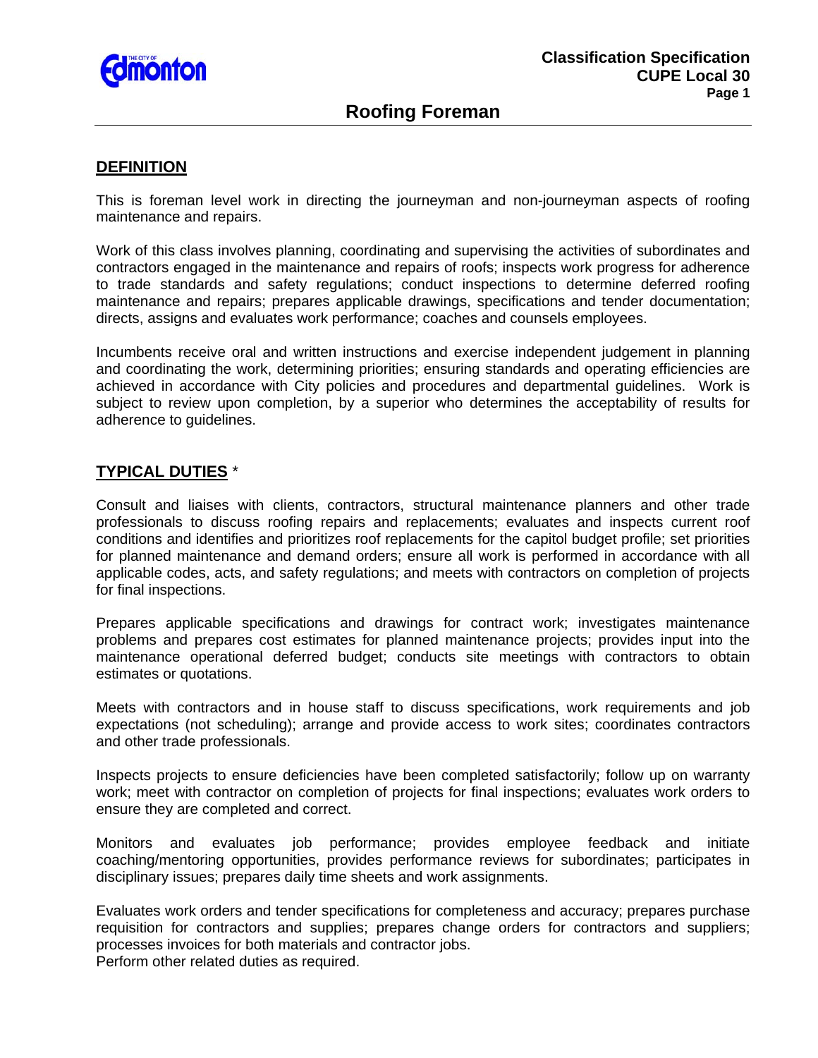# Roofing Foreman

Classification Specification
CUPE Local 30

## DEFINITION

This is foreman level work in directing the journeyman and non-journeyman aspects of roofing maintenance and repairs.

Work of this class involves planning, coordinating and supervising the activities of subordinates and contractors engaged in the maintenance and repairs of roofs; inspects work progress for adherence to trade standards and safety regulations; conduct inspections to determine deferred roofing maintenance and repairs; prepares applicable drawings, specifications and tender documentation; directs, assigns and evaluates work performance; coaches and counsels employees.

Incumbents receive oral and written instructions and exercise independent judgement in planning and coordinating the work, determining priorities; ensuring standards and operating efficiencies are achieved in accordance with City policies and procedures and departmental guidelines. Work is subject to review upon completion, by a superior who determines the acceptability of results for adherence to guidelines.

## TYPICAL DUTIES *

Consult and liaises with clients, contractors, structural maintenance planners and other trade professionals to discuss roofing repairs and replacements; evaluates and inspects current roof conditions and identifies and prioritizes roof replacements for the capitol budget profile; set priorities for planned maintenance and demand orders; ensure all work is performed in accordance with all applicable codes, acts, and safety regulations; and meets with contractors on completion of projects for final inspections.

Prepares applicable specifications and drawings for contract work; investigates maintenance problems and prepares cost estimates for planned maintenance projects; provides input into the maintenance operational deferred budget; conducts site meetings with contractors to obtain estimates or quotations.

Meets with contractors and in house staff to discuss specifications, work requirements and job expectations (not scheduling); arrange and provide access to work sites; coordinates contractors and other trade professionals.

Inspects projects to ensure deficiencies have been completed satisfactorily; follow up on warranty work; meet with contractor on completion of projects for final inspections; evaluates work orders to ensure they are completed and correct.

Monitors and evaluates job performance; provides employee feedback and initiate coaching/mentoring opportunities, provides performance reviews for subordinates; participates in disciplinary issues; prepares daily time sheets and work assignments.

Evaluates work orders and tender specifications for completeness and accuracy; prepares purchase requisition for contractors and supplies; prepares change orders for contractors and suppliers; processes invoices for both materials and contractor jobs.
Perform other related duties as required.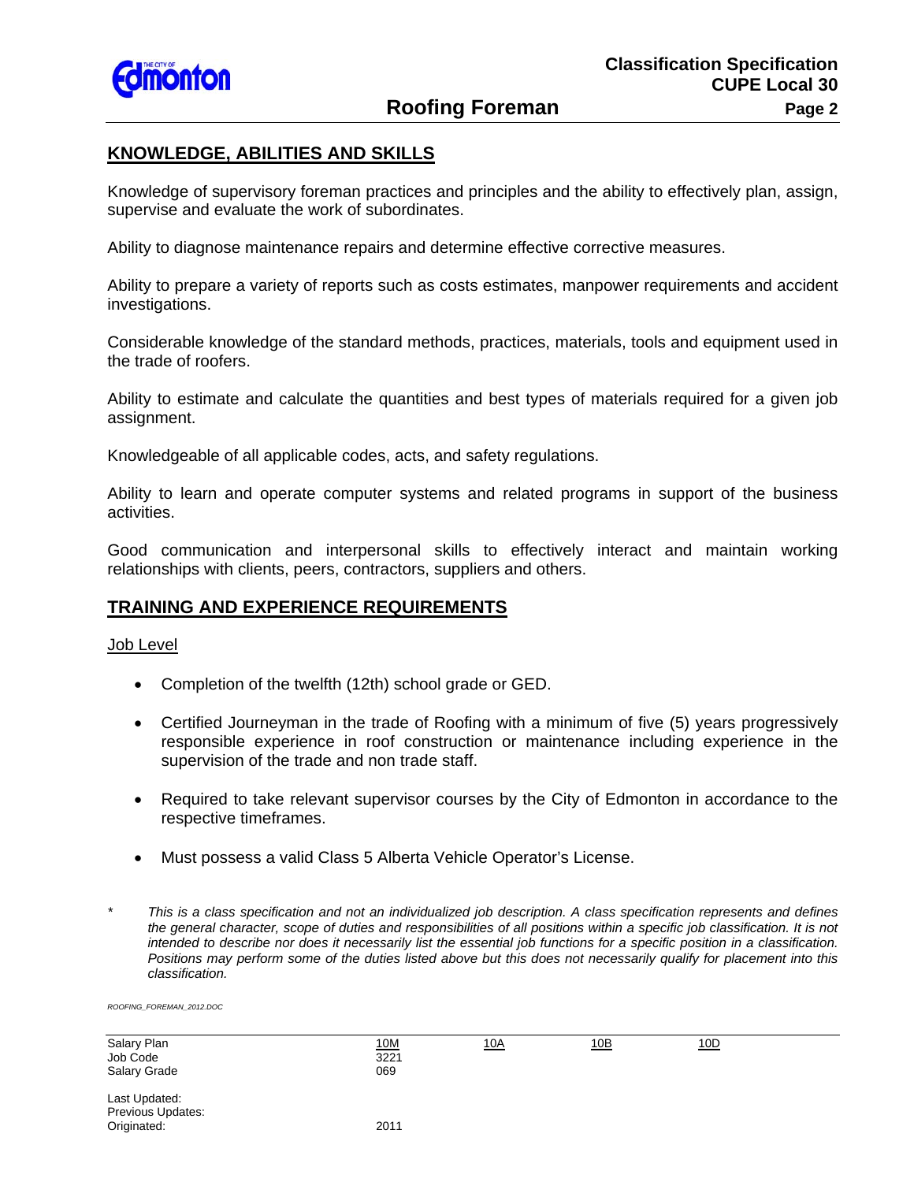## KNOWLEDGE, ABILITIES AND SKILLS

Knowledge of supervisory foreman practices and principles and the ability to effectively plan, assign, supervise and evaluate the work of subordinates.

Ability to diagnose maintenance repairs and determine effective corrective measures.

Ability to prepare a variety of reports such as costs estimates, manpower requirements and accident investigations.

Considerable knowledge of the standard methods, practices, materials, tools and equipment used in the trade of roofers.

Ability to estimate and calculate the quantities and best types of materials required for a given job assignment.

Knowledgeable of all applicable codes, acts, and safety regulations.

Ability to learn and operate computer systems and related programs in support of the business activities.

Good communication and interpersonal skills to effectively interact and maintain working relationships with clients, peers, contractors, suppliers and others.

## TRAINING AND EXPERIENCE REQUIREMENTS

Job Level

- Completion of the twelfth (12th) school grade or GED.
- Certified Journeyman in the trade of Roofing with a minimum of five (5) years progressively responsible experience in roof construction or maintenance including experience in the supervision of the trade and non trade staff.
- Required to take relevant supervisor courses by the City of Edmonton in accordance to the respective timeframes.
- Must possess a valid Class 5 Alberta Vehicle Operator's License.

\* *This is a class specification and not an individualized job description. A class specification represents and defines the general character, scope of duties and responsibilities of all positions within a specific job classification. It is not intended to describe nor does it necessarily list the essential job functions for a specific position in a classification. Positions may perform some of the duties listed above but this does not necessarily qualify for placement into this classification.*

*ROOFING_FOREMAN_2012.DOC*

| | | | | |
|---|---|---|---|---|
| Salary Plan | 10M | 10A | 10B | 10D |
| Job Code | 3221 | | | |
| Salary Grade | 069 | | | |
| Last Updated: | | | | |
| Previous Updates: | | | | |
| Originated: | 2011 | | | |